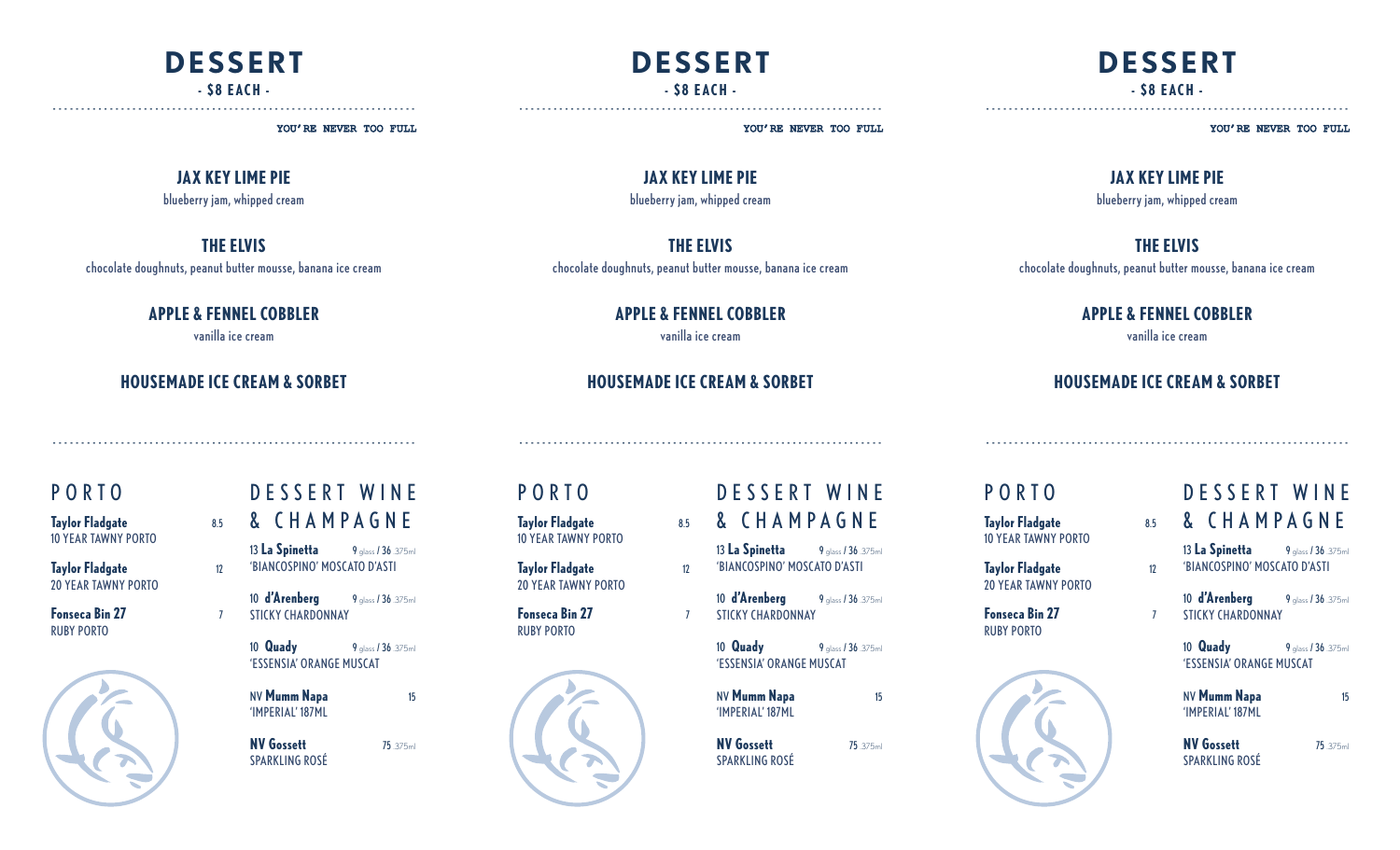# DESSERT

**- $8 EACH -**

**YOU'RE NEVER TOO FULL**

### JAX KEY LIME PIE
blueberry jam, whipped cream

### THE ELVIS
chocolate doughnuts, peanut butter mousse, banana ice cream

### APPLE & FENNEL COBBLER
vanilla ice cream

### HOUSEMADE ICE CREAM & SORBET

## PORTO

**Taylor Fladgate** 8.5
10 YEAR TAWNY PORTO

**Taylor Fladgate** 12
20 YEAR TAWNY PORTO

**Fonseca Bin 27** 7
RUBY PORTO

## DESSERT WINE & CHAMPAGNE

13 **La Spinetta** 9 glass / 36 375ml
'BIANCOSPINO' MOSCATO D'ASTI

10 **d'Arenberg** 9 glass / 36 375ml
STICKY CHARDONNAY

10 **Quady** 9 glass / 36 375ml
'ESSENSIA' ORANGE MUSCAT

NV **Mumm Napa** 15
'IMPERIAL' 187ML

**NV Gossett** 75 375ml
SPARKLING ROSÉ

# DESSERT

**- $8 EACH -**

**YOU'RE NEVER TOO FULL**

### JAX KEY LIME PIE
blueberry jam, whipped cream

### THE ELVIS
chocolate doughnuts, peanut butter mousse, banana ice cream

### APPLE & FENNEL COBBLER
vanilla ice cream

### HOUSEMADE ICE CREAM & SORBET

## PORTO

**Taylor Fladgate** 8.5
10 YEAR TAWNY PORTO

**Taylor Fladgate** 12
20 YEAR TAWNY PORTO

**Fonseca Bin 27** 7
RUBY PORTO

## DESSERT WINE & CHAMPAGNE

13 **La Spinetta** 9 glass / 36 375ml
'BIANCOSPINO' MOSCATO D'ASTI

10 **d'Arenberg** 9 glass / 36 375ml
STICKY CHARDONNAY

10 **Quady** 9 glass / 36 375ml
'ESSENSIA' ORANGE MUSCAT

NV **Mumm Napa** 15
'IMPERIAL' 187ML

**NV Gossett** 75 375ml
SPARKLING ROSÉ

# DESSERT

**- $8 EACH -**

**YOU'RE NEVER TOO FULL**

### JAX KEY LIME PIE
blueberry jam, whipped cream

### THE ELVIS
chocolate doughnuts, peanut butter mousse, banana ice cream

### APPLE & FENNEL COBBLER
vanilla ice cream

### HOUSEMADE ICE CREAM & SORBET

## PORTO

**Taylor Fladgate** 8.5
10 YEAR TAWNY PORTO

**Taylor Fladgate** 12
20 YEAR TAWNY PORTO

**Fonseca Bin 27** 7
RUBY PORTO

## DESSERT WINE & CHAMPAGNE

13 **La Spinetta** 9 glass / 36 375ml
'BIANCOSPINO' MOSCATO D'ASTI

10 **d'Arenberg** 9 glass / 36 375ml
STICKY CHARDONNAY

10 **Quady** 9 glass / 36 375ml
'ESSENSIA' ORANGE MUSCAT

NV **Mumm Napa** 15
'IMPERIAL' 187ML

**NV Gossett** 75 375ml
SPARKLING ROSÉ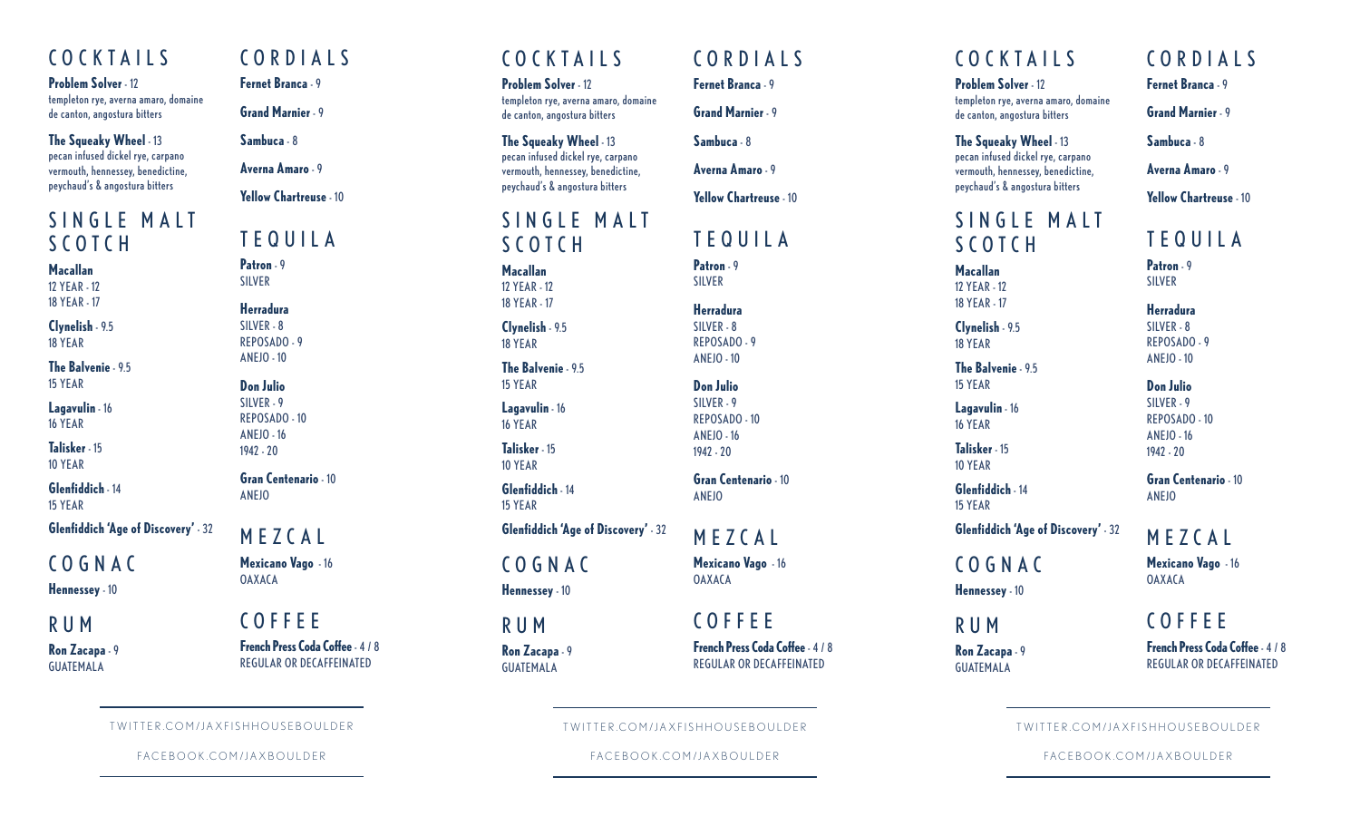## COCKTAILS

**Problem Solver** - 12
templeton rye, averna amaro, domaine de canton, angostura bitters

**The Squeaky Wheel** - 13
pecan infused dickel rye, carpano vermouth, hennessey, benedictine, peychaud's & angostura bitters

## SINGLE MALT SCOTCH

**Macallan**
12 YEAR - 12
18 YEAR - 17

**Clynelish** - 9.5
18 YEAR

**The Balvenie** - 9.5
15 YEAR

**Lagavulin** - 16
16 YEAR

**Talisker** - 15
10 YEAR

**Glenfiddich** - 14
15 YEAR

**Glenfiddich 'Age of Discovery'** - 32

## COGNAC

**Hennessey** - 10

## RUM

**Ron Zacapa** - 9
GUATEMALA

## CORDIALS

**Fernet Branca** - 9

**Grand Marnier** - 9

**Sambuca** - 8

**Averna Amaro** - 9

**Yellow Chartreuse** - 10

## TEQUILA

**Patron** - 9
SILVER

**Herradura**
SILVER - 8
REPOSADO - 9
ANEJO - 10

**Don Julio**
SILVER - 9
REPOSADO - 10
ANEJO - 16
1942 - 20

**Gran Centenario** - 10
ANEJO

## MEZCAL

**Mexicano Vago** - 16
OAXACA

## COFFEE

**French Press Coda Coffee** - 4 / 8
REGULAR OR DECAFFEINATED

TWITTER.COM/JAXFISHHOUSEBOULDER

FACEBOOK.COM/JAXBOULDER

## COCKTAILS

**Problem Solver** - 12
templeton rye, averna amaro, domaine de canton, angostura bitters

**The Squeaky Wheel** - 13
pecan infused dickel rye, carpano vermouth, hennessey, benedictine, peychaud's & angostura bitters

## SINGLE MALT SCOTCH

**Macallan**
12 YEAR - 12
18 YEAR - 17

**Clynelish** - 9.5
18 YEAR

**The Balvenie** - 9.5
15 YEAR

**Lagavulin** - 16
16 YEAR

**Talisker** - 15
10 YEAR

**Glenfiddich** - 14
15 YEAR

**Glenfiddich 'Age of Discovery'** - 32

## COGNAC

**Hennessey** - 10

## RUM

**Ron Zacapa** - 9
GUATEMALA

## CORDIALS

**Fernet Branca** - 9

**Grand Marnier** - 9

**Sambuca** - 8

**Averna Amaro** - 9

**Yellow Chartreuse** - 10

## TEQUILA

**Patron** - 9
SILVER

**Herradura**
SILVER - 8
REPOSADO - 9
ANEJO - 10

**Don Julio**
SILVER - 9
REPOSADO - 10
ANEJO - 16
1942 - 20

**Gran Centenario** - 10
ANEJO

## MEZCAL

**Mexicano Vago** - 16
OAXACA

## COFFEE

**French Press Coda Coffee** - 4 / 8
REGULAR OR DECAFFEINATED

TWITTER.COM/JAXFISHHOUSEBOULDER

FACEBOOK.COM/JAXBOULDER

## COCKTAILS

**Problem Solver** - 12
templeton rye, averna amaro, domaine de canton, angostura bitters

**The Squeaky Wheel** - 13
pecan infused dickel rye, carpano vermouth, hennessey, benedictine, peychaud's & angostura bitters

## SINGLE MALT SCOTCH

**Macallan**
12 YEAR - 12
18 YEAR - 17

**Clynelish** - 9.5
18 YEAR

**The Balvenie** - 9.5
15 YEAR

**Lagavulin** - 16
16 YEAR

**Talisker** - 15
10 YEAR

**Glenfiddich** - 14
15 YEAR

**Glenfiddich 'Age of Discovery'** - 32

## COGNAC

**Hennessey** - 10

## RUM

**Ron Zacapa** - 9
GUATEMALA

## CORDIALS

**Fernet Branca** - 9

**Grand Marnier** - 9

**Sambuca** - 8

**Averna Amaro** - 9

**Yellow Chartreuse** - 10

## TEQUILA

**Patron** - 9
SILVER

**Herradura**
SILVER - 8
REPOSADO - 9
ANEJO - 10

**Don Julio**
SILVER - 9
REPOSADO - 10
ANEJO - 16
1942 - 20

**Gran Centenario** - 10
ANEJO

## MEZCAL

**Mexicano Vago** - 16
OAXACA

## COFFEE

**French Press Coda Coffee** - 4 / 8
REGULAR OR DECAFFEINATED

TWITTER.COM/JAXFISHHOUSEBOULDER

FACEBOOK.COM/JAXBOULDER